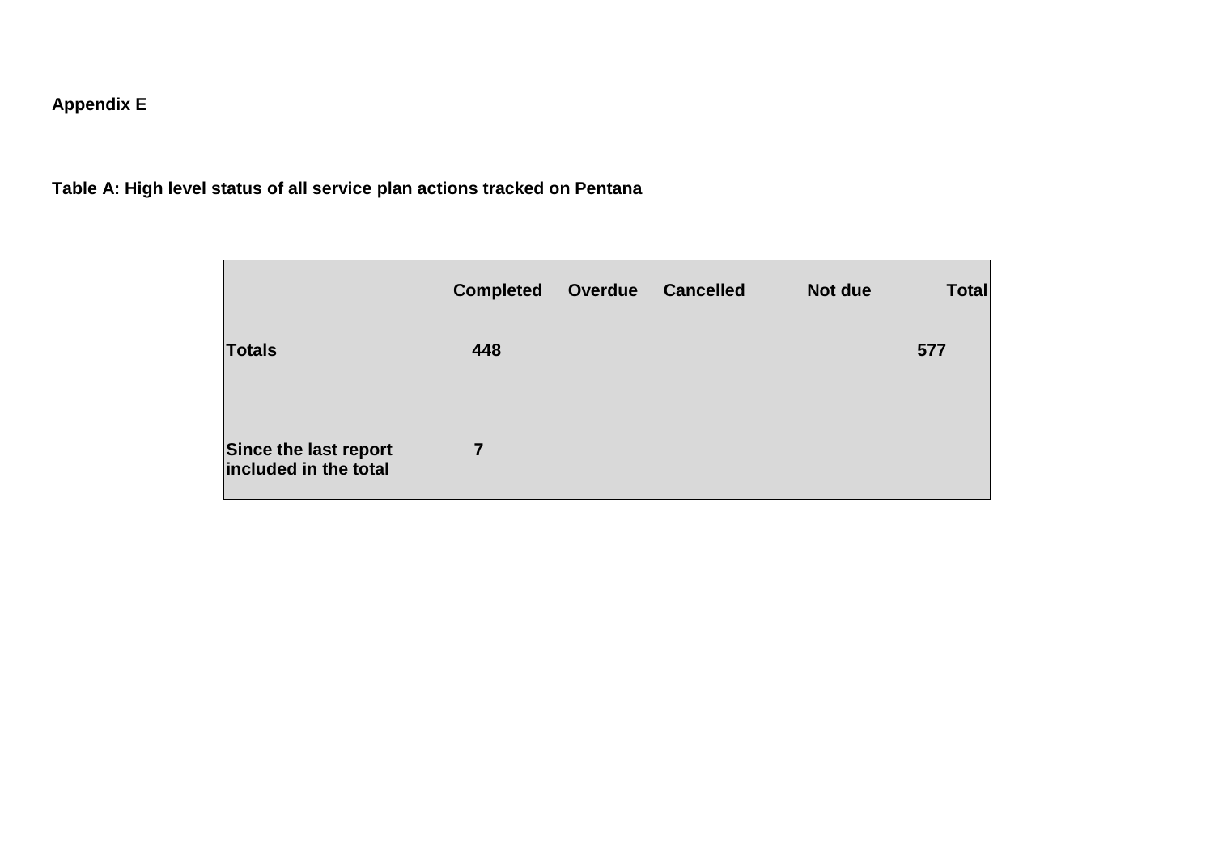**Appendix E**

**Table A: High level status of all service plan actions tracked on Pentana**

| | Completed | Overdue | Cancelled | Not due | Total |
|---|---|---|---|---|---|
| **Totals** | **448** | | | | **577** |
| **Since the last report included in the total** | **7** | | | | |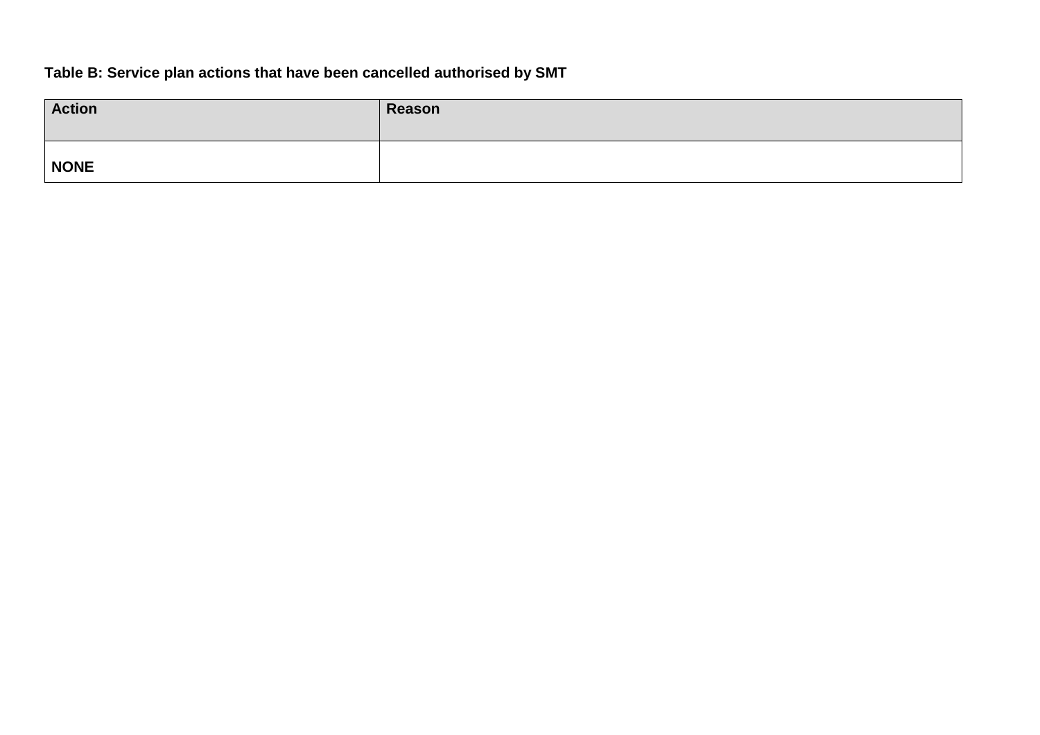**Table B: Service plan actions that have been cancelled authorised by SMT**

| Action | Reason |
|---|---|
| **NONE** | |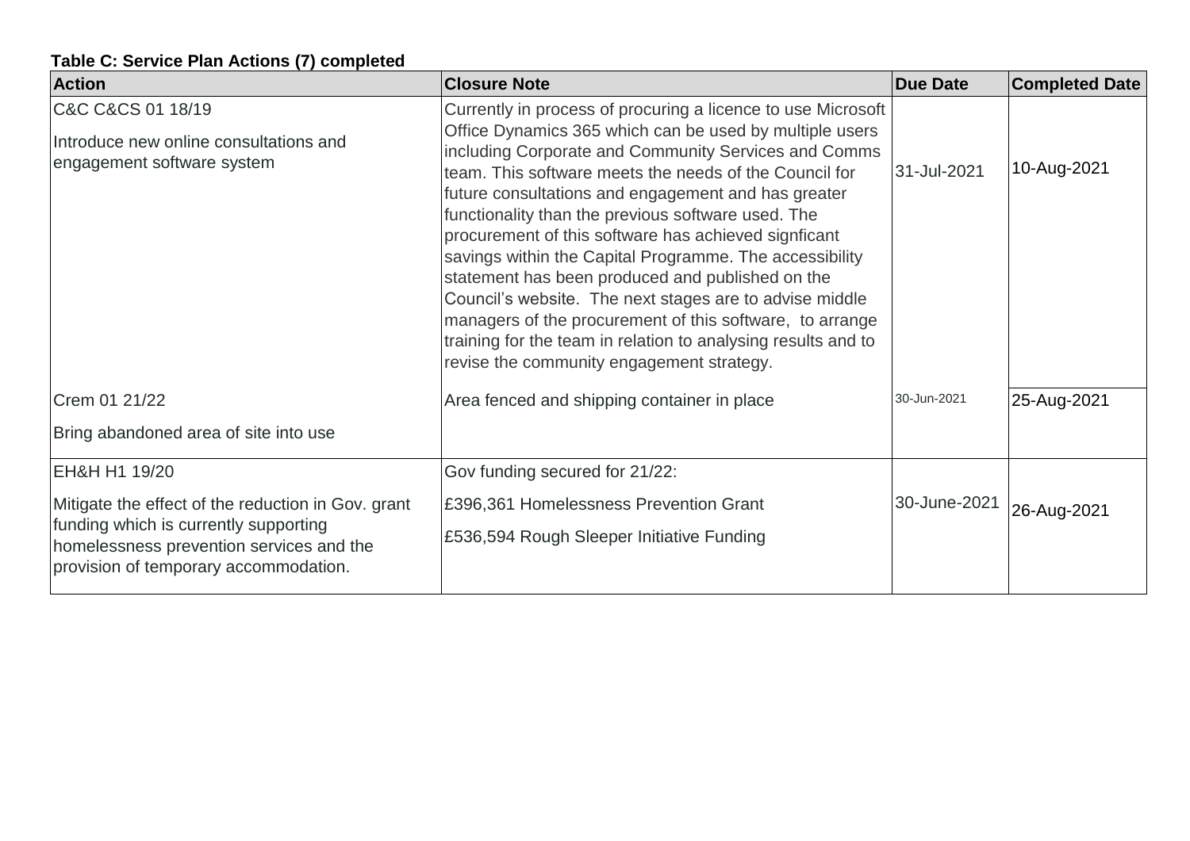**Table C: Service Plan Actions (7) completed**

| Action | Closure Note | Due Date | Completed Date |
|---|---|---|---|
| C&C C&CS 01 18/19<br><br>Introduce new online consultations and engagement software system | Currently in process of procuring a licence to use Microsoft Office Dynamics 365 which can be used by multiple users including Corporate and Community Services and Comms team. This software meets the needs of the Council for future consultations and engagement and has greater functionality than the previous software used. The procurement of this software has achieved signficant savings within the Capital Programme. The accessibility statement has been produced and published on the Council's website. The next stages are to advise middle managers of the procurement of this software, to arrange training for the team in relation to analysing results and to revise the community engagement strategy. | 31-Jul-2021 | 10-Aug-2021 |
| Crem 01 21/22<br><br>Bring abandoned area of site into use | Area fenced and shipping container in place | 30-Jun-2021 | 25-Aug-2021 |
| EH&H H1 19/20<br><br>Mitigate the effect of the reduction in Gov. grant funding which is currently supporting homelessness prevention services and the provision of temporary accommodation. | Gov funding secured for 21/22:<br><br>£396,361 Homelessness Prevention Grant<br><br>£536,594 Rough Sleeper Initiative Funding | 30-June-2021 | 26-Aug-2021 |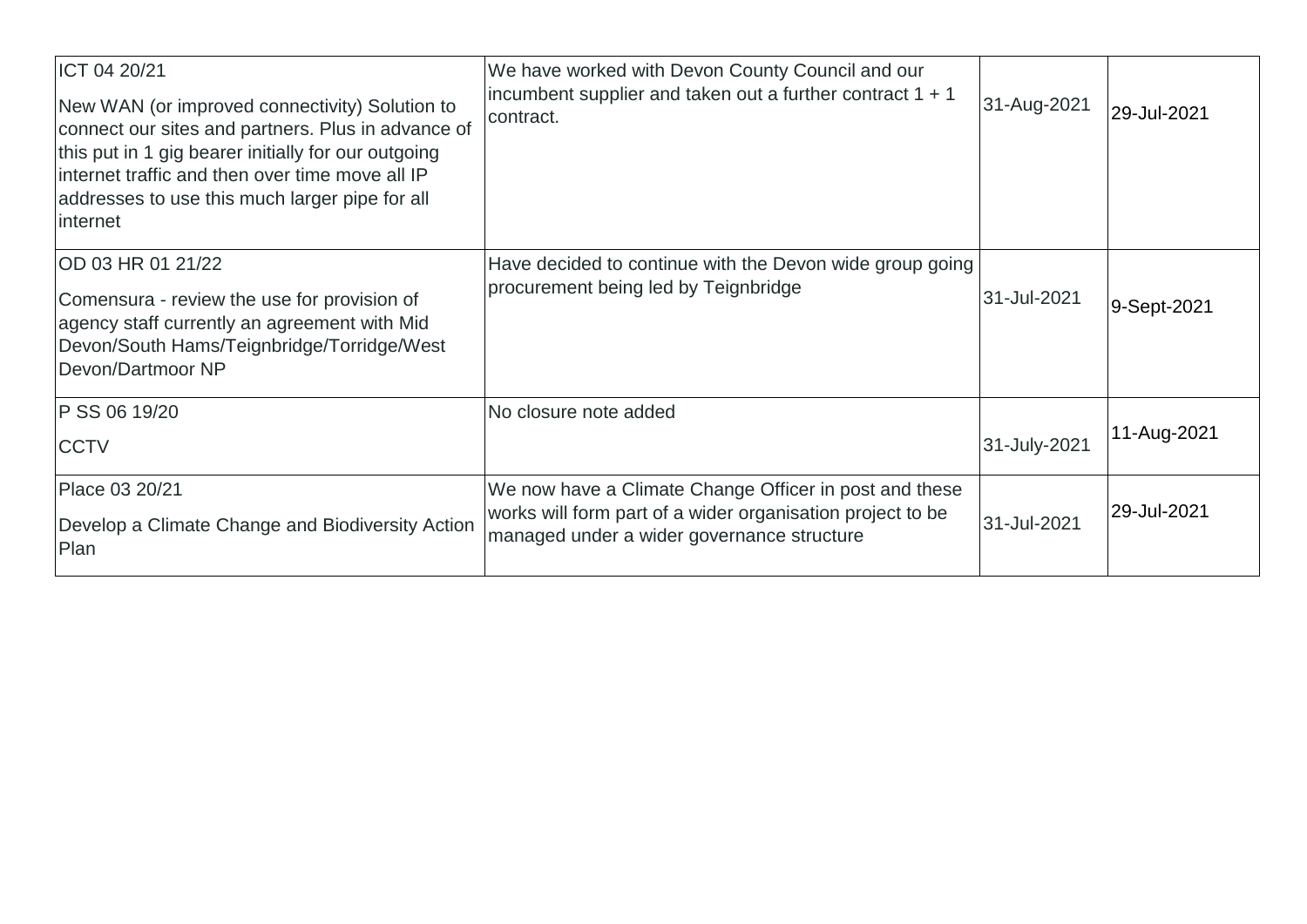| | | | |
|---|---|---|---|
| ICT 04 20/21<br><br>New WAN (or improved connectivity) Solution to connect our sites and partners. Plus in advance of this put in 1 gig bearer initially for our outgoing internet traffic and then over time move all IP addresses to use this much larger pipe for all internet | We have worked with Devon County Council and our incumbent supplier and taken out a further contract 1 + 1 contract. | 31-Aug-2021 | 29-Jul-2021 |
| OD 03 HR 01 21/22<br><br>Comensura - review the use for provision of agency staff currently an agreement with Mid Devon/South Hams/Teignbridge/Torridge/West Devon/Dartmoor NP | Have decided to continue with the Devon wide group going procurement being led by Teignbridge | 31-Jul-2021 | 9-Sept-2021 |
| P SS 06 19/20<br><br>CCTV | No closure note added | 31-July-2021 | 11-Aug-2021 |
| Place 03 20/21<br><br>Develop a Climate Change and Biodiversity Action Plan | We now have a Climate Change Officer in post and these works will form part of a wider organisation project to be managed under a wider governance structure | 31-Jul-2021 | 29-Jul-2021 |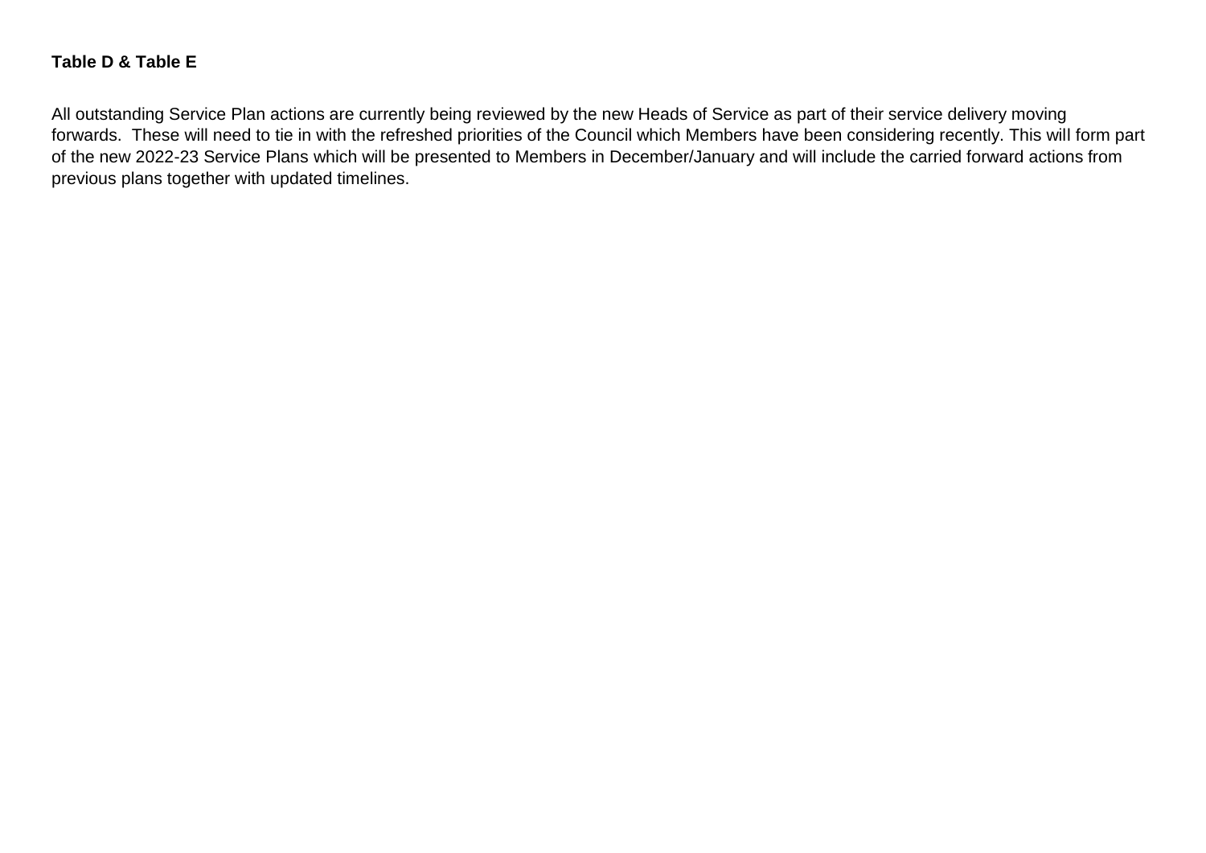**Table D & Table E**

All outstanding Service Plan actions are currently being reviewed by the new Heads of Service as part of their service delivery moving forwards. These will need to tie in with the refreshed priorities of the Council which Members have been considering recently. This will form part of the new 2022-23 Service Plans which will be presented to Members in December/January and will include the carried forward actions from previous plans together with updated timelines.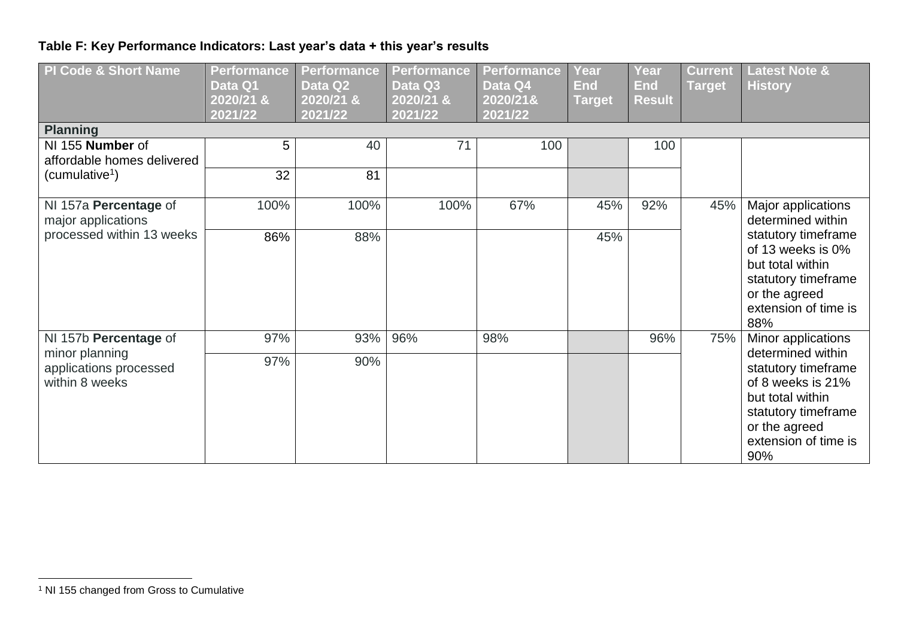**Table F: Key Performance Indicators: Last year's data + this year's results**

| PI Code & Short Name | Performance Data Q1 2020/21 & 2021/22 | Performance Data Q2 2020/21 & 2021/22 | Performance Data Q3 2020/21 & 2021/22 | Performance Data Q4 2020/21& 2021/22 | Year End Target | Year End Result | Current Target | Latest Note & History |
|---|---|---|---|---|---|---|---|---|
| **Planning** | | | | | | | | |
| NI 155 **Number** of affordable homes delivered (cumulative[1]) | 5 | 40 | 71 | 100 | | 100 | | |
| | 32 | 81 | | | | | | |
| NI 157a **Percentage** of major applications processed within 13 weeks | 100% | 100% | 100% | 67% | 45% | 92% | 45% | Major applications determined within statutory timeframe of 13 weeks is 0% but total within statutory timeframe or the agreed extension of time is 88% |
| | 86% | 88% | | | 45% | | | |
| NI 157b **Percentage** of minor planning applications processed within 8 weeks | 97% | 93% | 96% | 98% | | 96% | 75% | Minor applications determined within statutory timeframe of 8 weeks is 21% but total within statutory timeframe or the agreed extension of time is 90% |
| | 97% | 90% | | | | | | |

[1] NI 155 changed from Gross to Cumulative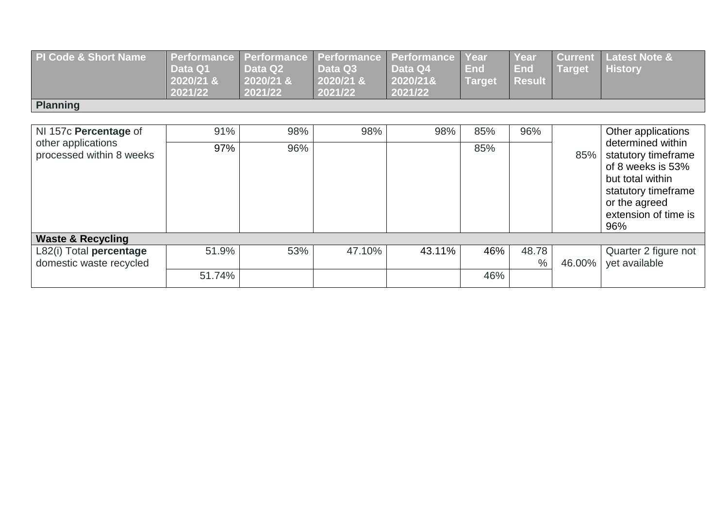| PI Code & Short Name | Performance Data Q1 2020/21 & 2021/22 | Performance Data Q2 2020/21 & 2021/22 | Performance Data Q3 2020/21 & 2021/22 | Performance Data Q4 2020/21& 2021/22 | Year End Target | Year End Result | Current Target | Latest Note & History |
|---|---|---|---|---|---|---|---|---|
| **Planning** | | | | | | | | |
| NI 157c **Percentage** of other applications processed within 8 weeks | 91% | 98% | 98% | 98% | 85% | 96% | 85% | Other applications determined within statutory timeframe of 8 weeks is 53% but total within statutory timeframe or the agreed extension of time is 96% |
| | 97% | 96% | | | 85% | | | |
| **Waste & Recycling** | | | | | | | | |
| L82(i) Total **percentage** domestic waste recycled | 51.9% | 53% | 47.10% | 43.11% | 46% | 48.78 % | 46.00% | Quarter 2 figure not yet available |
| | 51.74% | | | | 46% | | | |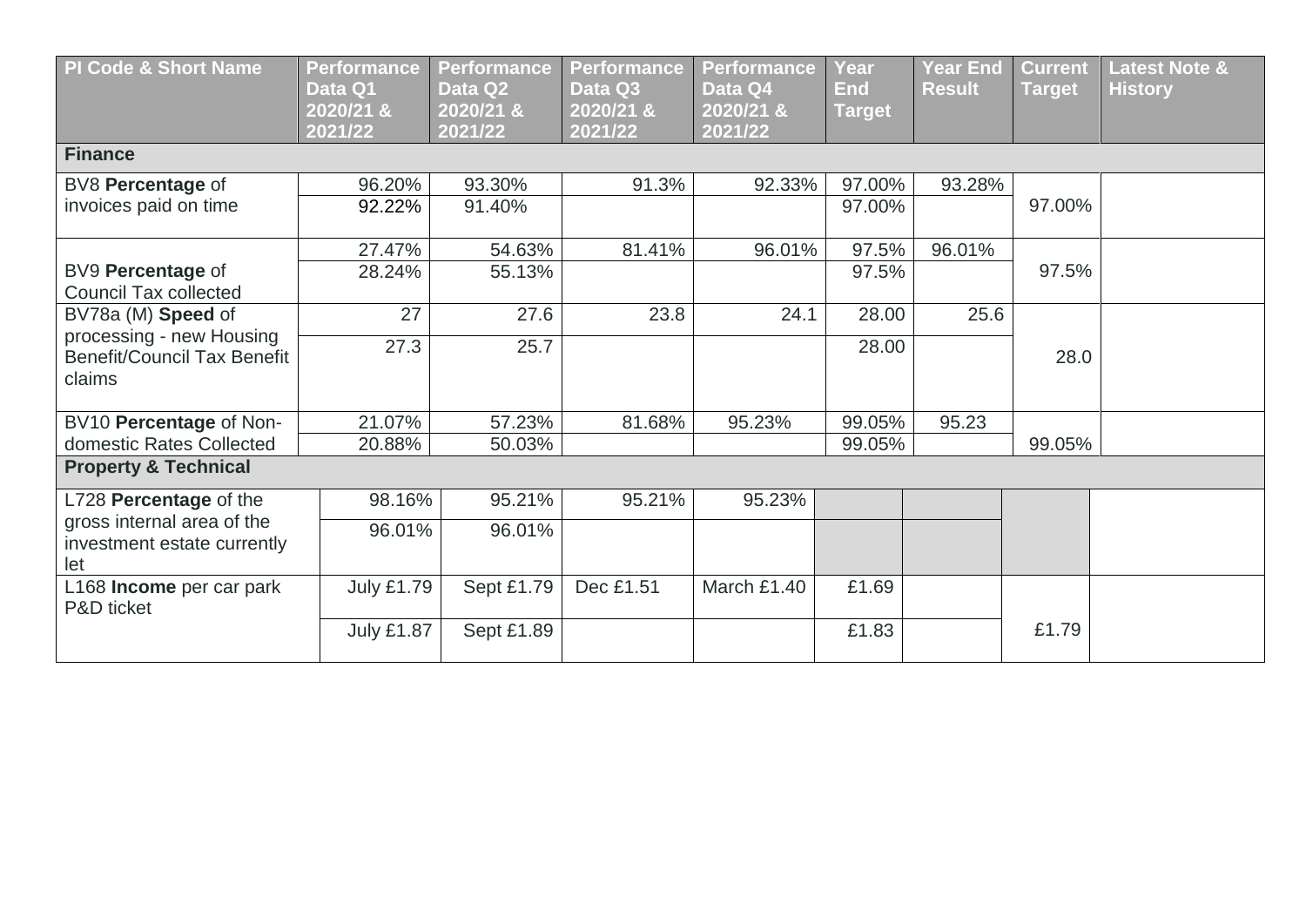| PI Code & Short Name | Performance Data Q1 2020/21 & 2021/22 | Performance Data Q2 2020/21 & 2021/22 | Performance Data Q3 2020/21 & 2021/22 | Performance Data Q4 2020/21 & 2021/22 | Year End Target | Year End Result | Current Target | Latest Note & History |
|---|---|---|---|---|---|---|---|---|
| **Finance** | | | | | | | | |
| BV8 **Percentage** of invoices paid on time | 96.20% | 93.30% | 91.3% | 92.33% | 97.00% | 93.28% | 97.00% | |
| | 92.22% | 91.40% | | | 97.00% | | | |
| BV9 **Percentage** of Council Tax collected | 27.47% | 54.63% | 81.41% | 96.01% | 97.5% | 96.01% | 97.5% | |
| | 28.24% | 55.13% | | | 97.5% | | | |
| BV78a (M) **Speed** of processing - new Housing Benefit/Council Tax Benefit claims | 27 | 27.6 | 23.8 | 24.1 | 28.00 | 25.6 | 28.0 | |
| | 27.3 | 25.7 | | | 28.00 | | | |
| BV10 **Percentage** of Non-domestic Rates Collected | 21.07% | 57.23% | 81.68% | 95.23% | 99.05% | 95.23 | 99.05% | |
| | 20.88% | 50.03% | | | 99.05% | | | |
| **Property & Technical** | | | | | | | | |
| L728 **Percentage** of the gross internal area of the investment estate currently let | 98.16% | 95.21% | 95.21% | 95.23% | | | | |
| | 96.01% | 96.01% | | | | | | |
| L168 **Income** per car park P&D ticket | July £1.79 | Sept £1.79 | Dec £1.51 | March £1.40 | £1.69 | | £1.79 | |
| | July £1.87 | Sept £1.89 | | | £1.83 | | | |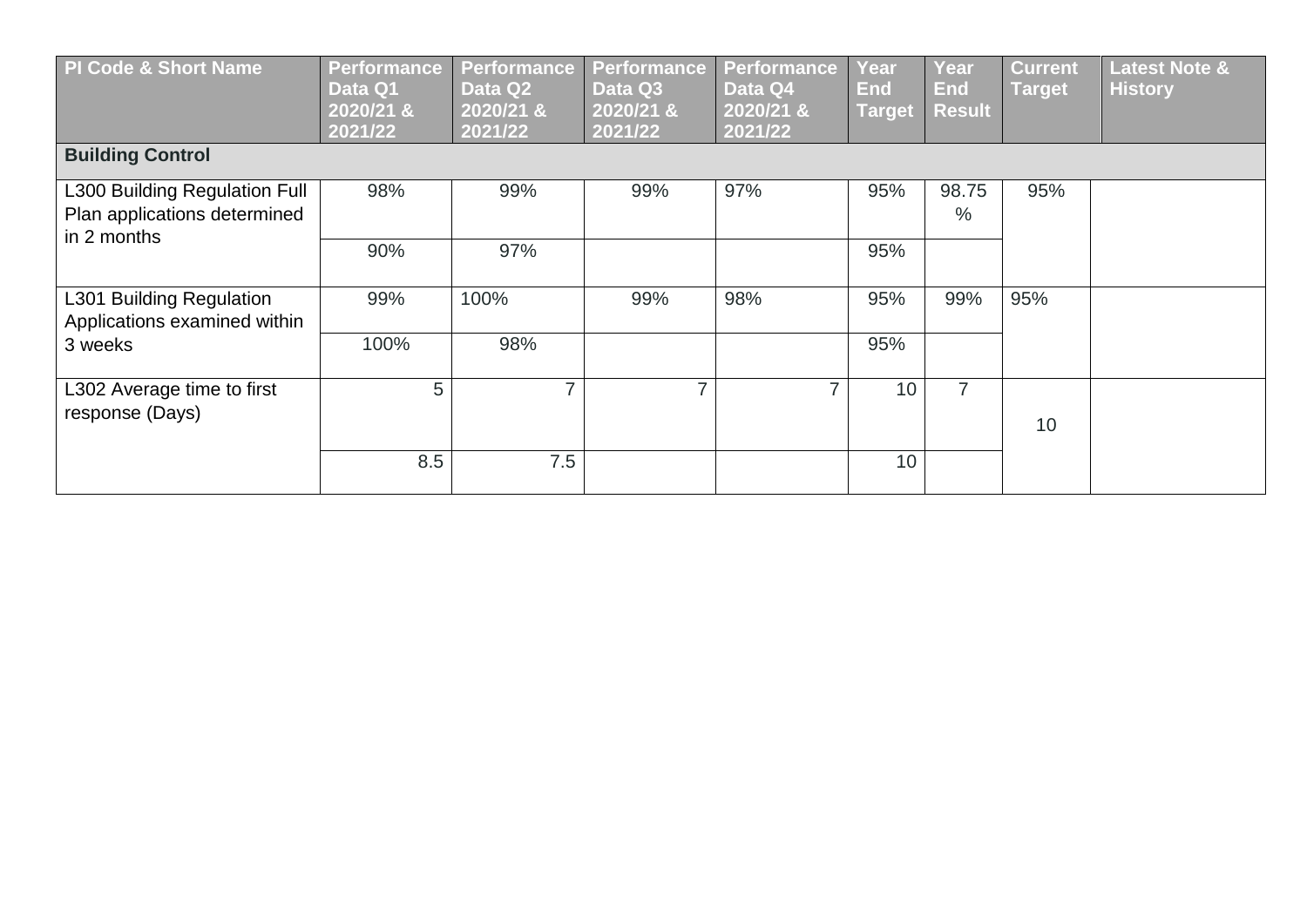| PI Code & Short Name | Performance Data Q1 2020/21 & 2021/22 | Performance Data Q2 2020/21 & 2021/22 | Performance Data Q3 2020/21 & 2021/22 | Performance Data Q4 2020/21 & 2021/22 | Year End Target | Year End Result | Current Target | Latest Note & History |
|---|---|---|---|---|---|---|---|---|
| **Building Control** | | | | | | | | |
| L300 Building Regulation Full Plan applications determined in 2 months | 98% | 99% | 99% | 97% | 95% | 98.75 % | 95% | |
| | 90% | 97% | | | 95% | | | |
| L301 Building Regulation Applications examined within 3 weeks | 99% | 100% | 99% | 98% | 95% | 99% | 95% | |
| | 100% | 98% | | | 95% | | | |
| L302 Average time to first response (Days) | 5 | 7 | 7 | 7 | 10 | 7 | 10 | |
| | 8.5 | 7.5 | | | 10 | | | |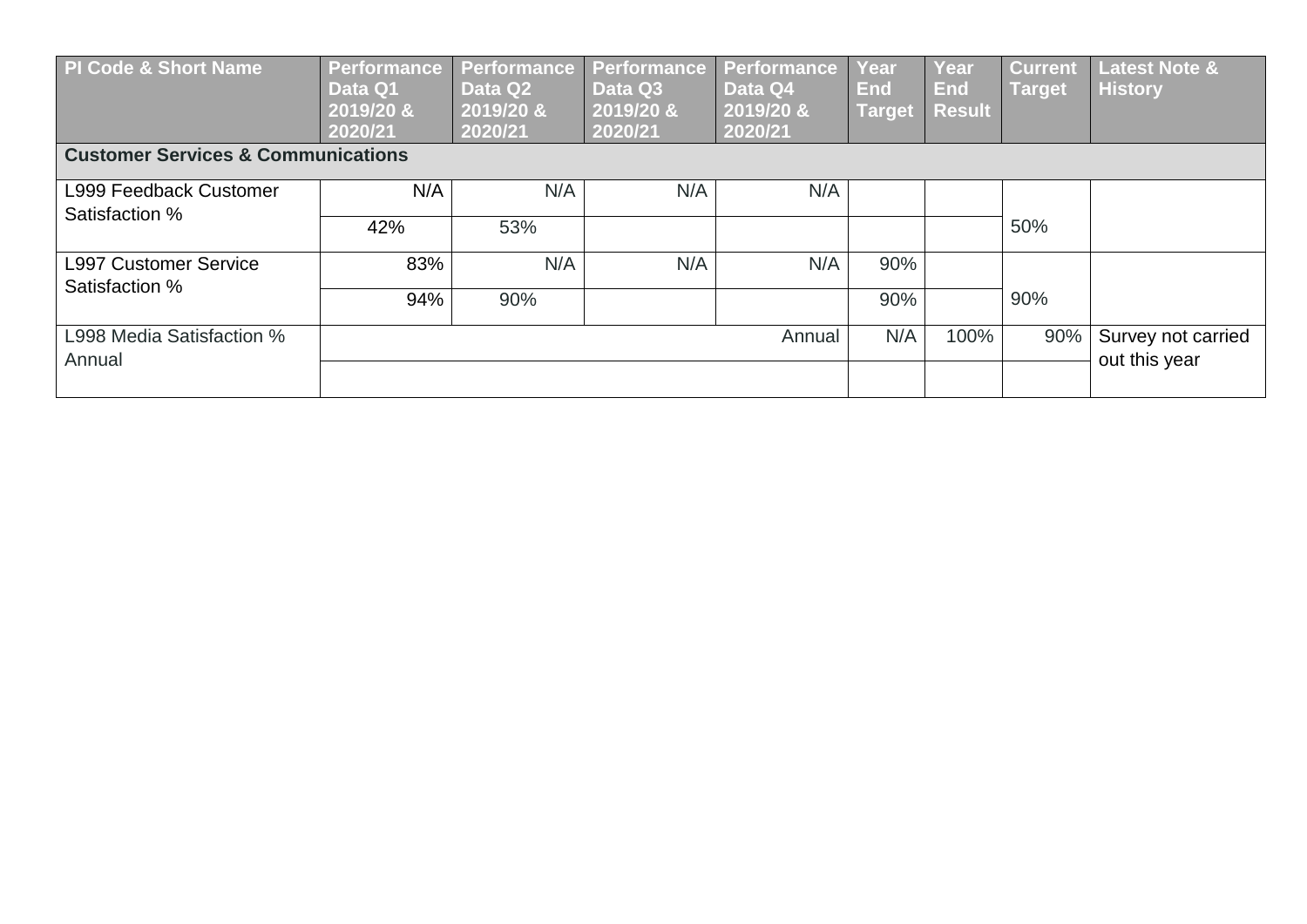| PI Code & Short Name | Performance Data Q1 2019/20 & 2020/21 | Performance Data Q2 2019/20 & 2020/21 | Performance Data Q3 2019/20 & 2020/21 | Performance Data Q4 2019/20 & 2020/21 | Year End Target | Year End Result | Current Target | Latest Note & History |
|---|---|---|---|---|---|---|---|---|
| **Customer Services & Communications** | | | | | | | | |
| L999 Feedback Customer Satisfaction % | N/A | N/A | N/A | N/A | | | 50% | |
| | 42% | 53% | | | | | | |
| L997 Customer Service Satisfaction % | 83% | N/A | N/A | N/A | 90% | | 90% | |
| | 94% | 90% | | | 90% | | | |
| L998 Media Satisfaction % Annual | Annual | | | | N/A | 100% | 90% | Survey not carried out this year |
| | | | | | | | | |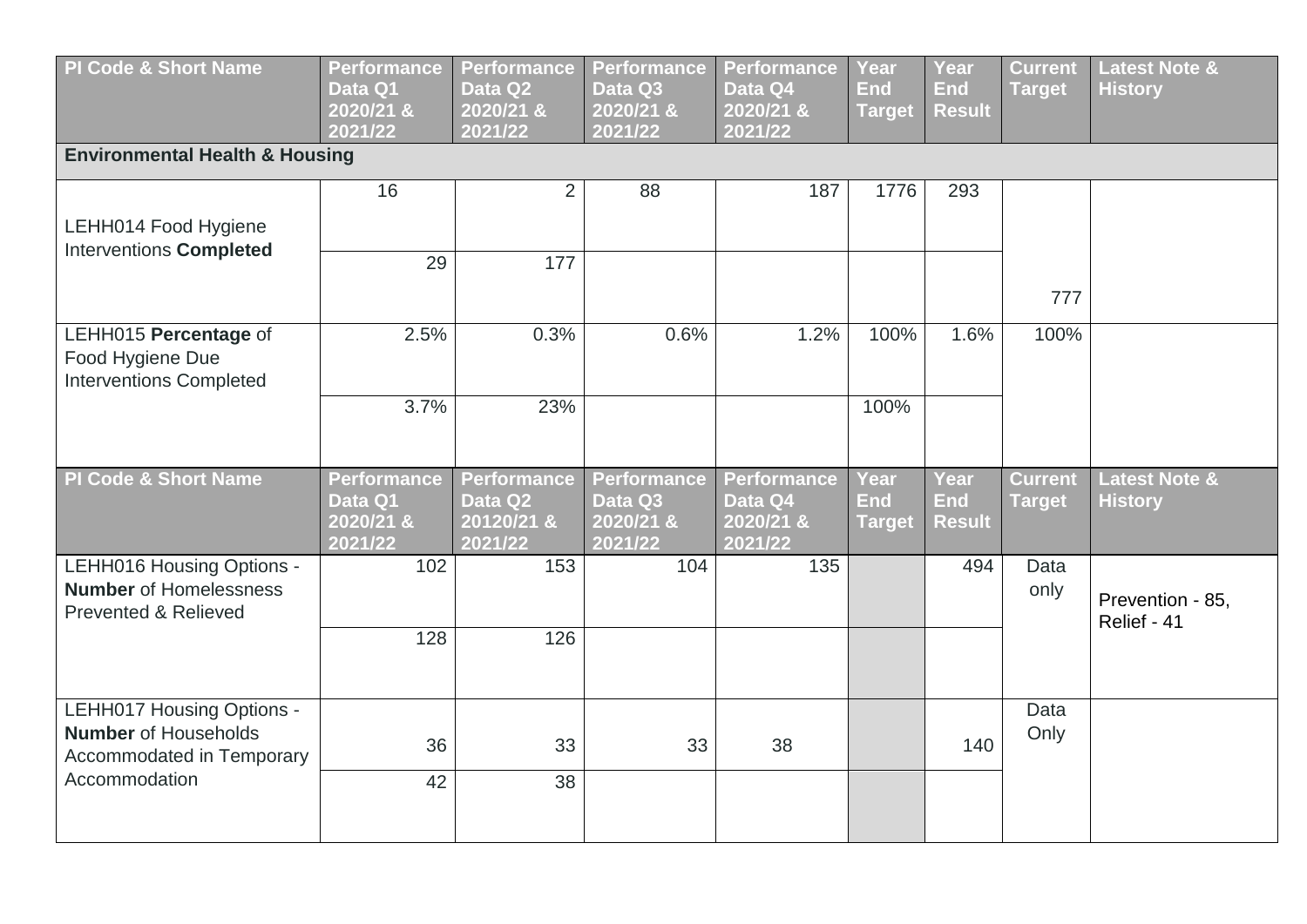| PI Code & Short Name | Performance Data Q1 2020/21 & 2021/22 | Performance Data Q2 2020/21 & 2021/22 | Performance Data Q3 2020/21 & 2021/22 | Performance Data Q4 2020/21 & 2021/22 | Year End Target | Year End Result | Current Target | Latest Note & History |
|---|---|---|---|---|---|---|---|---|
| **Environmental Health & Housing** | | | | | | | | |
| LEHH014 Food Hygiene Interventions **Completed** | 16 | 2 | 88 | 187 | 1776 | 293 | 777 | |
| | 29 | 177 | | | | | | |
| LEHH015 **Percentage** of Food Hygiene Due Interventions Completed | 2.5% | 0.3% | 0.6% | 1.2% | 100% | 1.6% | 100% | |
| | 3.7% | 23% | | | 100% | | | |

| PI Code & Short Name | Performance Data Q1 2020/21 & 2021/22 | Performance Data Q2 20120/21 & 2021/22 | Performance Data Q3 2020/21 & 2021/22 | Performance Data Q4 2020/21 & 2021/22 | Year End Target | Year End Result | Current Target | Latest Note & History |
|---|---|---|---|---|---|---|---|---|
| LEHH016 Housing Options - **Number** of Homelessness Prevented & Relieved | 102 | 153 | 104 | 135 | | 494 | Data only | Prevention - 85, Relief - 41 |
| | 128 | 126 | | | | | | |
| LEHH017 Housing Options - **Number** of Households Accommodated in Temporary Accommodation | 36 | 33 | 33 | 38 | | 140 | Data Only | |
| | 42 | 38 | | | | | | |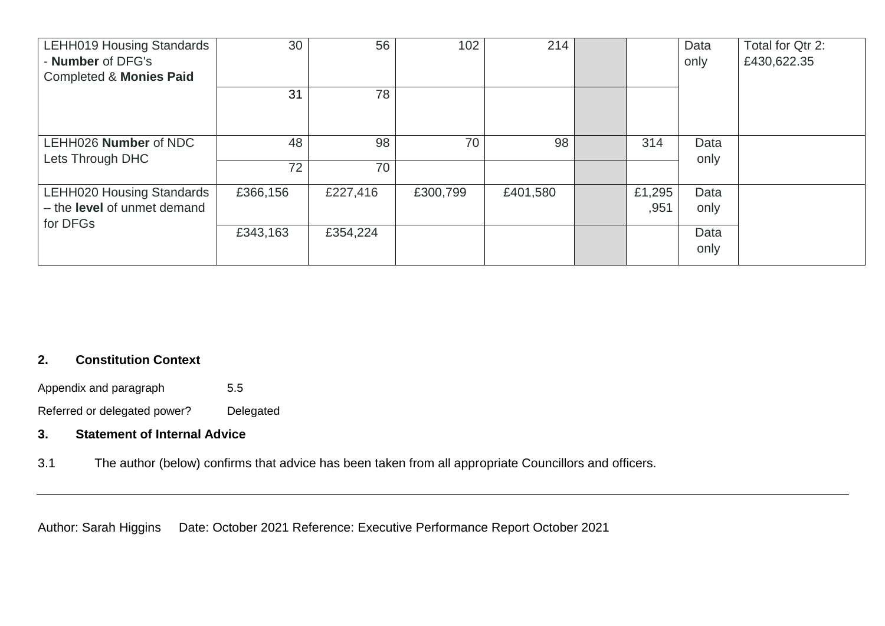| | | | | | | | | |
|---|---|---|---|---|---|---|---|---|
| LEHH019 Housing Standards - **Number** of DFG's Completed & **Monies Paid** | 30 | 56 | 102 | 214 | | | Data only | Total for Qtr 2: £430,622.35 |
| | 31 | 78 | | | | | | |
| LEHH026 **Number** of NDC Lets Through DHC | 48 | 98 | 70 | 98 | | 314 | Data only | |
| | 72 | 70 | | | | | | |
| LEHH020 Housing Standards – the **level** of unmet demand for DFGs | £366,156 | £227,416 | £300,799 | £401,580 | | £1,295,951 | Data only | |
| | £343,163 | £354,224 | | | | | Data only | |

## 2. Constitution Context

Appendix and paragraph 5.5

Referred or delegated power? Delegated

## 3. Statement of Internal Advice

3.1 The author (below) confirms that advice has been taken from all appropriate Councillors and officers.

---

Author: Sarah Higgins Date: October 2021 Reference: Executive Performance Report October 2021